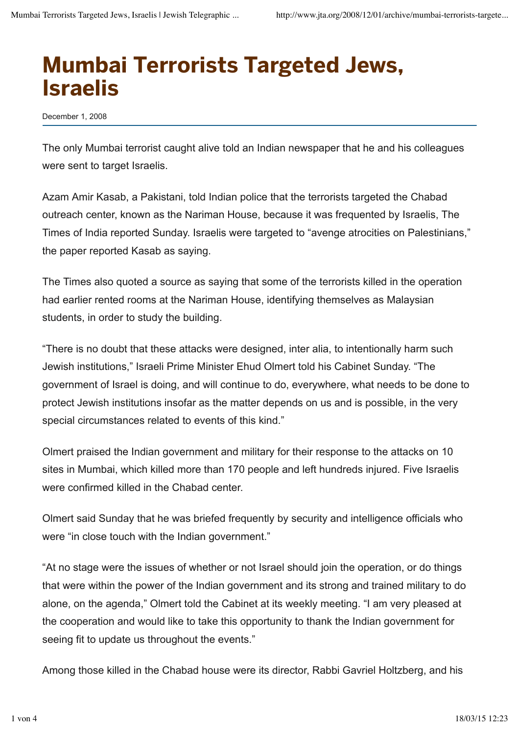# Mumbai Terrorists Targeted Jews, Israelis

December 1, 2008

The only Mumbai terrorist caught alive told an Indian newspaper that he and his colleagues were sent to target Israelis.

Azam Amir Kasab, a Pakistani, told Indian police that the terrorists targeted the Chabad outreach center, known as the Nariman House, because it was frequented by Israelis, The Times of India reported Sunday. Israelis were targeted to "avenge atrocities on Palestinians," the paper reported Kasab as saying.

The Times also quoted a source as saying that some of the terrorists killed in the operation had earlier rented rooms at the Nariman House, identifying themselves as Malaysian students, in order to study the building.

"There is no doubt that these attacks were designed, inter alia, to intentionally harm such Jewish institutions," Israeli Prime Minister Ehud Olmert told his Cabinet Sunday. "The government of Israel is doing, and will continue to do, everywhere, what needs to be done to protect Jewish institutions insofar as the matter depends on us and is possible, in the very special circumstances related to events of this kind."

Olmert praised the Indian government and military for their response to the attacks on 10 sites in Mumbai, which killed more than 170 people and left hundreds injured. Five Israelis were confirmed killed in the Chabad center.

Olmert said Sunday that he was briefed frequently by security and intelligence officials who were "in close touch with the Indian government."

"At no stage were the issues of whether or not Israel should join the operation, or do things that were within the power of the Indian government and its strong and trained military to do alone, on the agenda," Olmert told the Cabinet at its weekly meeting. "I am very pleased at the cooperation and would like to take this opportunity to thank the Indian government for seeing fit to update us throughout the events."

Among those killed in the Chabad house were its director, Rabbi Gavriel Holtzberg, and his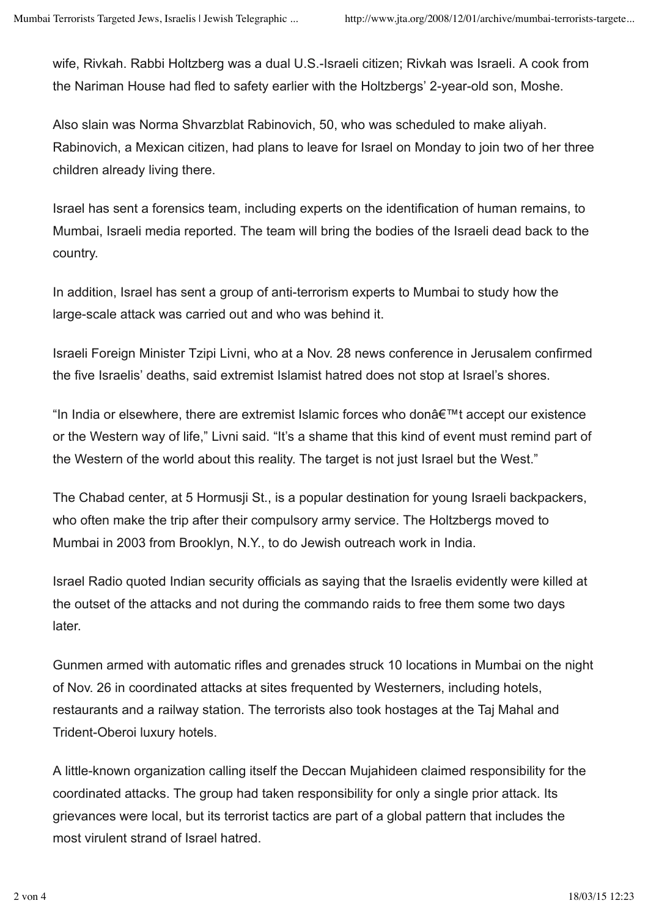wife, Rivkah. Rabbi Holtzberg was a dual U.S.-Israeli citizen; Rivkah was Israeli. A cook from the Nariman House had fled to safety earlier with the Holtzbergs' 2-year-old son, Moshe.

Also slain was Norma Shvarzblat Rabinovich, 50, who was scheduled to make aliyah. Rabinovich, a Mexican citizen, had plans to leave for Israel on Monday to join two of her three children already living there.

Israel has sent a forensics team, including experts on the identification of human remains, to Mumbai, Israeli media reported. The team will bring the bodies of the Israeli dead back to the country.

In addition, Israel has sent a group of anti-terrorism experts to Mumbai to study how the large-scale attack was carried out and who was behind it.

Israeli Foreign Minister Tzipi Livni, who at a Nov. 28 news conference in Jerusalem confirmed the five Israelis' deaths, said extremist Islamist hatred does not stop at Israel's shores.

"In India or elsewhere, there are extremist Islamic forces who donâ€™t accept our existence or the Western way of life," Livni said. "It's a shame that this kind of event must remind part of the Western of the world about this reality. The target is not just Israel but the West."

The Chabad center, at 5 Hormusji St., is a popular destination for young Israeli backpackers, who often make the trip after their compulsory army service. The Holtzbergs moved to Mumbai in 2003 from Brooklyn, N.Y., to do Jewish outreach work in India.

Israel Radio quoted Indian security officials as saying that the Israelis evidently were killed at the outset of the attacks and not during the commando raids to free them some two days later.

Gunmen armed with automatic rifles and grenades struck 10 locations in Mumbai on the night of Nov. 26 in coordinated attacks at sites frequented by Westerners, including hotels, restaurants and a railway station. The terrorists also took hostages at the Taj Mahal and Trident-Oberoi luxury hotels.

A little-known organization calling itself the Deccan Mujahideen claimed responsibility for the coordinated attacks. The group had taken responsibility for only a single prior attack. Its grievances were local, but its terrorist tactics are part of a global pattern that includes the most virulent strand of Israel hatred.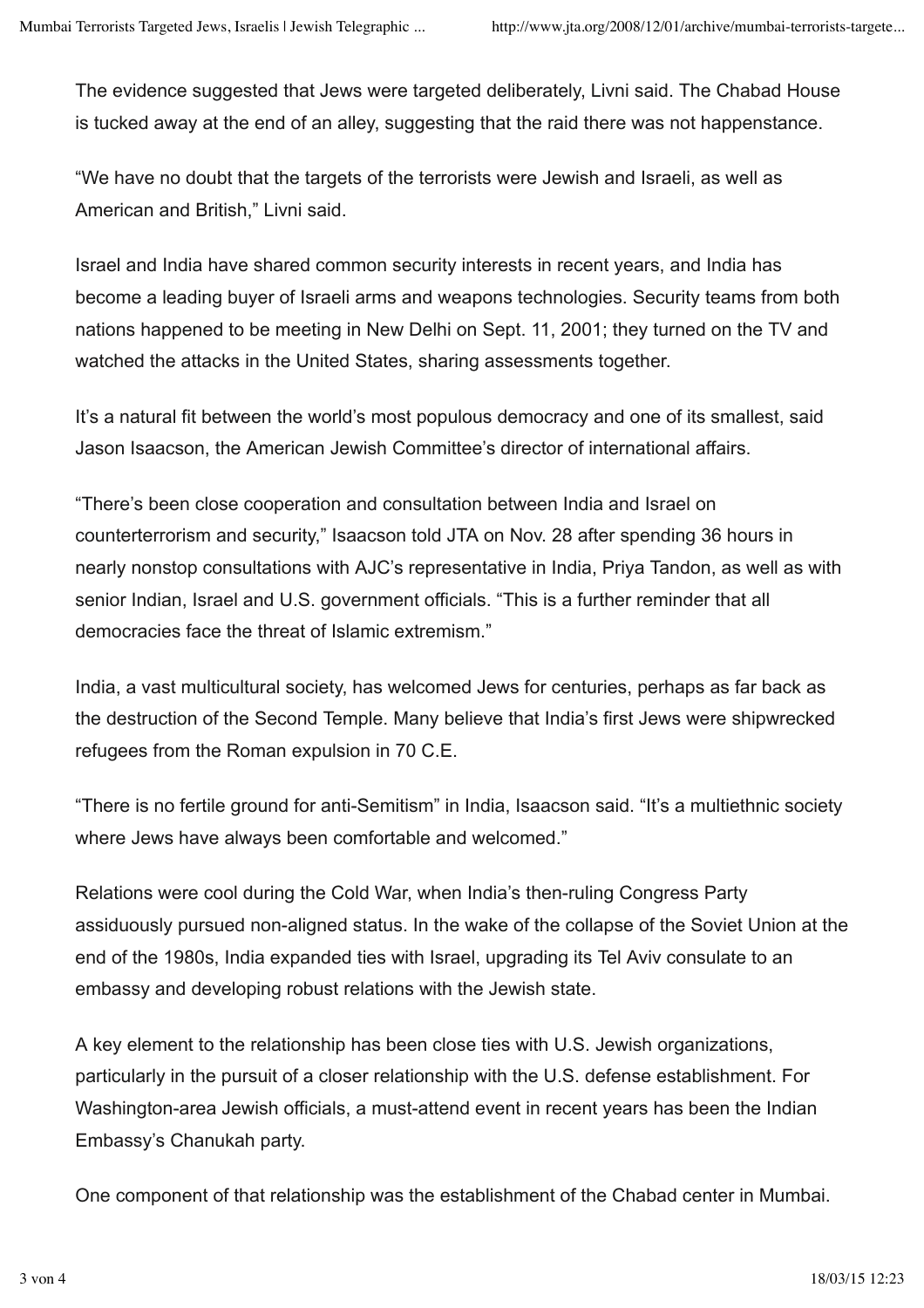The evidence suggested that Jews were targeted deliberately, Livni said. The Chabad House is tucked away at the end of an alley, suggesting that the raid there was not happenstance.

“We have no doubt that the targets of the terrorists were Jewish and Israeli, as well as American and British,” Livni said.

Israel and India have shared common security interests in recent years, and India has become a leading buyer of Israeli arms and weapons technologies. Security teams from both nations happened to be meeting in New Delhi on Sept. 11, 2001; they turned on the TV and watched the attacks in the United States, sharing assessments together.

It’s a natural fit between the world’s most populous democracy and one of its smallest, said Jason Isaacson, the American Jewish Committee’s director of international affairs.

“There’s been close cooperation and consultation between India and Israel on counterterrorism and security,” Isaacson told JTA on Nov. 28 after spending 36 hours in nearly nonstop consultations with AJC’s representative in India, Priya Tandon, as well as with senior Indian, Israel and U.S. government officials. “This is a further reminder that all democracies face the threat of Islamic extremism.”

India, a vast multicultural society, has welcomed Jews for centuries, perhaps as far back as the destruction of the Second Temple. Many believe that India’s first Jews were shipwrecked refugees from the Roman expulsion in 70 C.E.

“There is no fertile ground for anti-Semitism” in India, Isaacson said. “It’s a multiethnic society where Jews have always been comfortable and welcomed.”

Relations were cool during the Cold War, when India’s then-ruling Congress Party assiduously pursued non-aligned status. In the wake of the collapse of the Soviet Union at the end of the 1980s, India expanded ties with Israel, upgrading its Tel Aviv consulate to an embassy and developing robust relations with the Jewish state.

A key element to the relationship has been close ties with U.S. Jewish organizations, particularly in the pursuit of a closer relationship with the U.S. defense establishment. For Washington-area Jewish officials, a must-attend event in recent years has been the Indian Embassy’s Chanukah party.

One component of that relationship was the establishment of the Chabad center in Mumbai.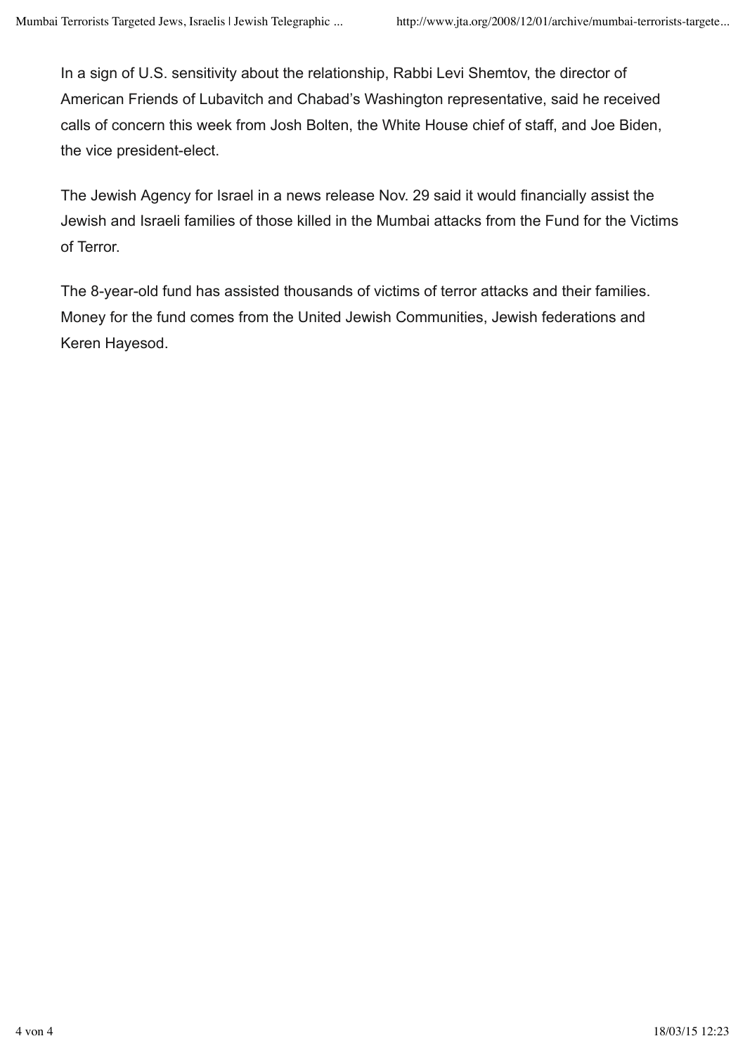In a sign of U.S. sensitivity about the relationship, Rabbi Levi Shemtov, the director of American Friends of Lubavitch and Chabad's Washington representative, said he received calls of concern this week from Josh Bolten, the White House chief of staff, and Joe Biden, the vice president-elect.

The Jewish Agency for Israel in a news release Nov. 29 said it would financially assist the Jewish and Israeli families of those killed in the Mumbai attacks from the Fund for the Victims of Terror.

The 8-year-old fund has assisted thousands of victims of terror attacks and their families. Money for the fund comes from the United Jewish Communities, Jewish federations and Keren Hayesod.